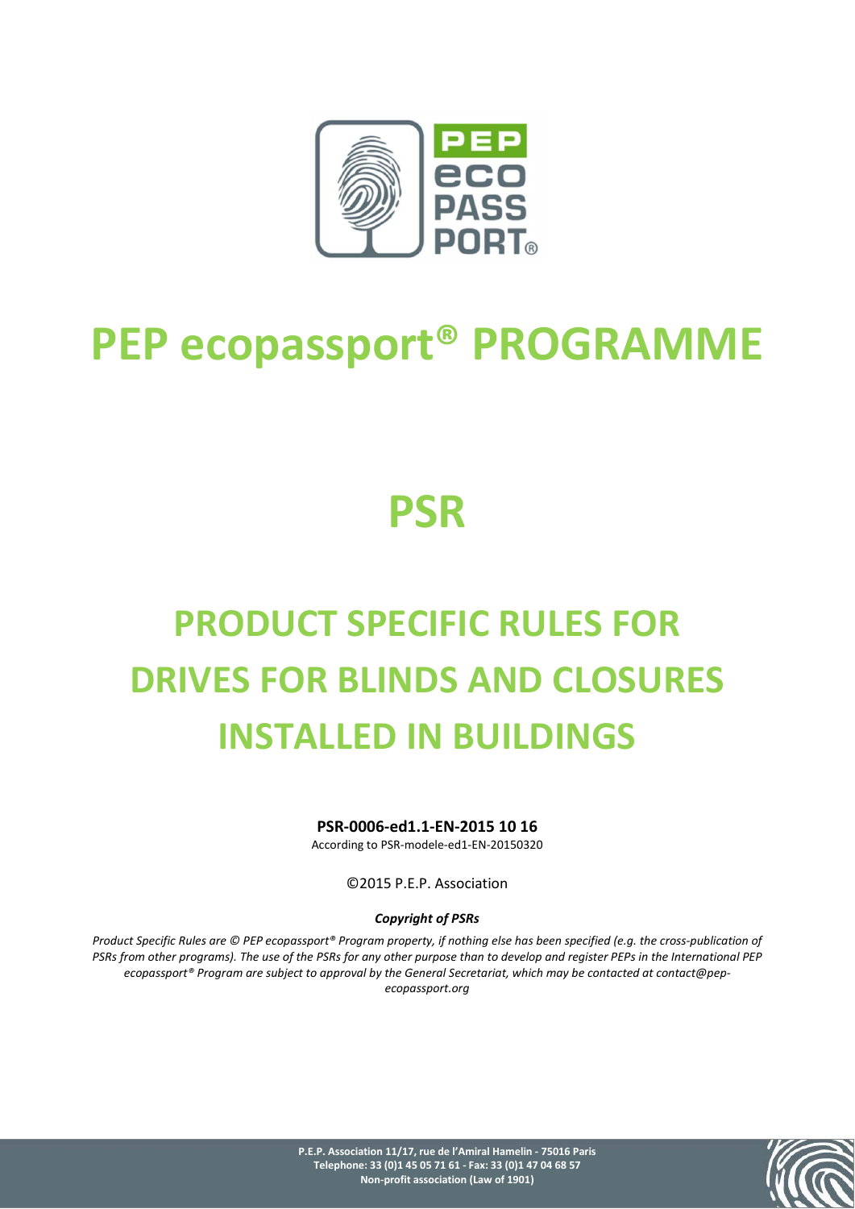# PEP ecopassport® PROGRAMME

# PSR

# PRODUCT SPECIFIC RULES FOR DRIVES FOR BLINDS AND CLOSURES INSTALLED IN BUILDINGS

**PSR-0006-ed1.1-EN-2015 10 16**

According to PSR-modele-ed1-EN-20150320

©2015 P.E.P. Association

***Copyright of PSRs***

*Product Specific Rules are © PEP ecopassport® Program property, if nothing else has been specified (e.g. the cross-publication of PSRs from other programs). The use of the PSRs for any other purpose than to develop and register PEPs in the International PEP ecopassport® Program are subject to approval by the General Secretariat, which may be contacted at contact@pep-ecopassport.org*

**P.E.P. Association 11/17, rue de l'Amiral Hamelin - 75016 Paris**
**Telephone: 33 (0)1 45 05 71 61 - Fax: 33 (0)1 47 04 68 57**
**Non-profit association (Law of 1901)**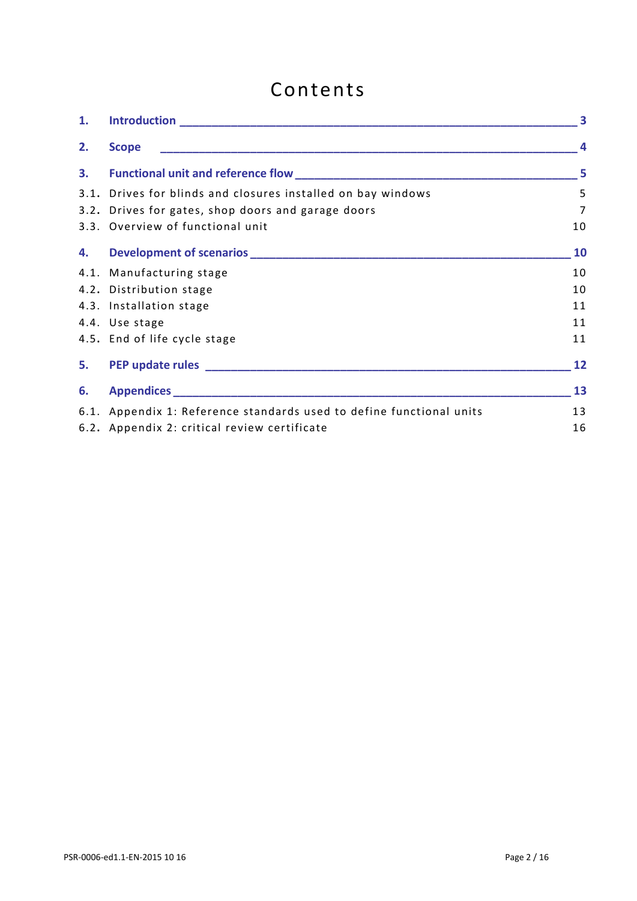# Contents

1. **Introduction** ____________________________________________________________ 3

2. **Scope** ________________________________________________________________ 4

3. **Functional unit and reference flow** ________________________________________ 5

    3.1. Drives for blinds and closures installed on bay windows 5

    3.2. Drives for gates, shop doors and garage doors 7

    3.3. Overview of functional unit 10

4. **Development of scenarios** ______________________________________________ 10

    4.1. Manufacturing stage 10

    4.2. Distribution stage 10

    4.3. Installation stage 11

    4.4. Use stage 11

    4.5. End of life cycle stage 11

5. **PEP update rules** ______________________________________________________ 12

6. **Appendices** __________________________________________________________ 13

    6.1. Appendix 1: Reference standards used to define functional units 13

    6.2. Appendix 2: critical review certificate 16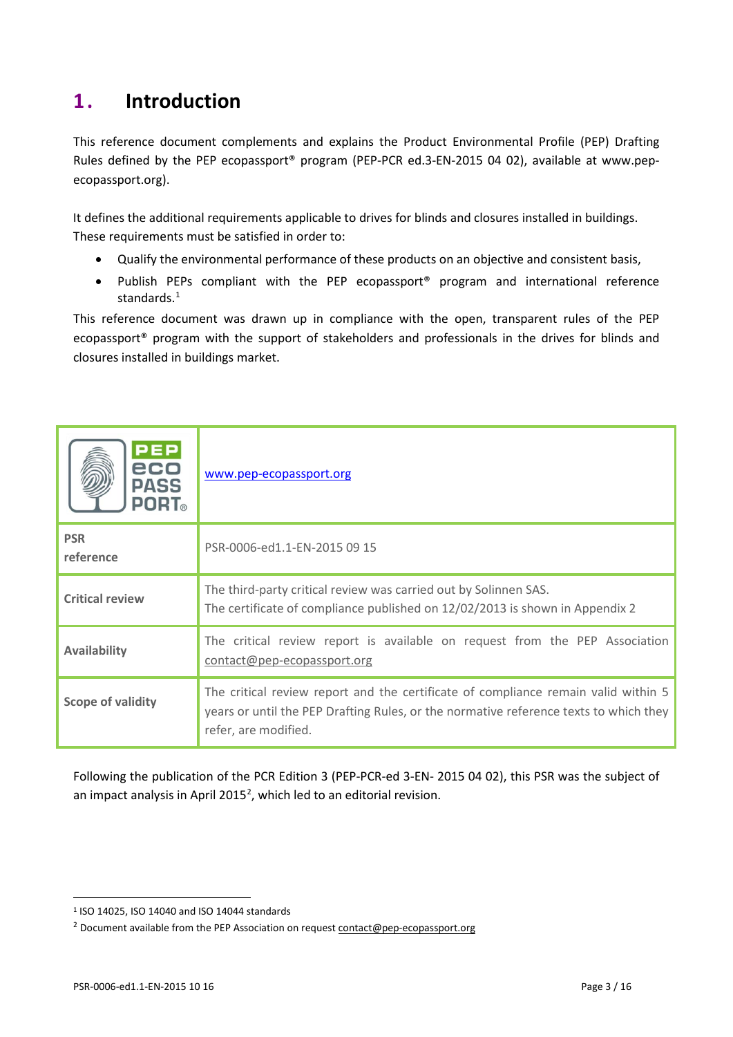# 1. Introduction

This reference document complements and explains the Product Environmental Profile (PEP) Drafting Rules defined by the PEP ecopassport® program (PEP-PCR ed.3-EN-2015 04 02), available at www.pep-ecopassport.org).

It defines the additional requirements applicable to drives for blinds and closures installed in buildings. These requirements must be satisfied in order to:

- Qualify the environmental performance of these products on an objective and consistent basis,
- Publish PEPs compliant with the PEP ecopassport® program and international reference standards.[1]

This reference document was drawn up in compliance with the open, transparent rules of the PEP ecopassport® program with the support of stakeholders and professionals in the drives for blinds and closures installed in buildings market.

| PEP eco PASSPORT® | www.pep-ecopassport.org |
|---|---|
| **PSR reference** | PSR-0006-ed1.1-EN-2015 09 15 |
| **Critical review** | The third-party critical review was carried out by Solinnen SAS. The certificate of compliance published on 12/02/2013 is shown in Appendix 2 |
| **Availability** | The critical review report is available on request from the PEP Association contact@pep-ecopassport.org |
| **Scope of validity** | The critical review report and the certificate of compliance remain valid within 5 years or until the PEP Drafting Rules, or the normative reference texts to which they refer, are modified. |

Following the publication of the PCR Edition 3 (PEP-PCR-ed 3-EN- 2015 04 02), this PSR was the subject of an impact analysis in April 2015[2], which led to an editorial revision.

[1] ISO 14025, ISO 14040 and ISO 14044 standards

[2] Document available from the PEP Association on request contact@pep-ecopassport.org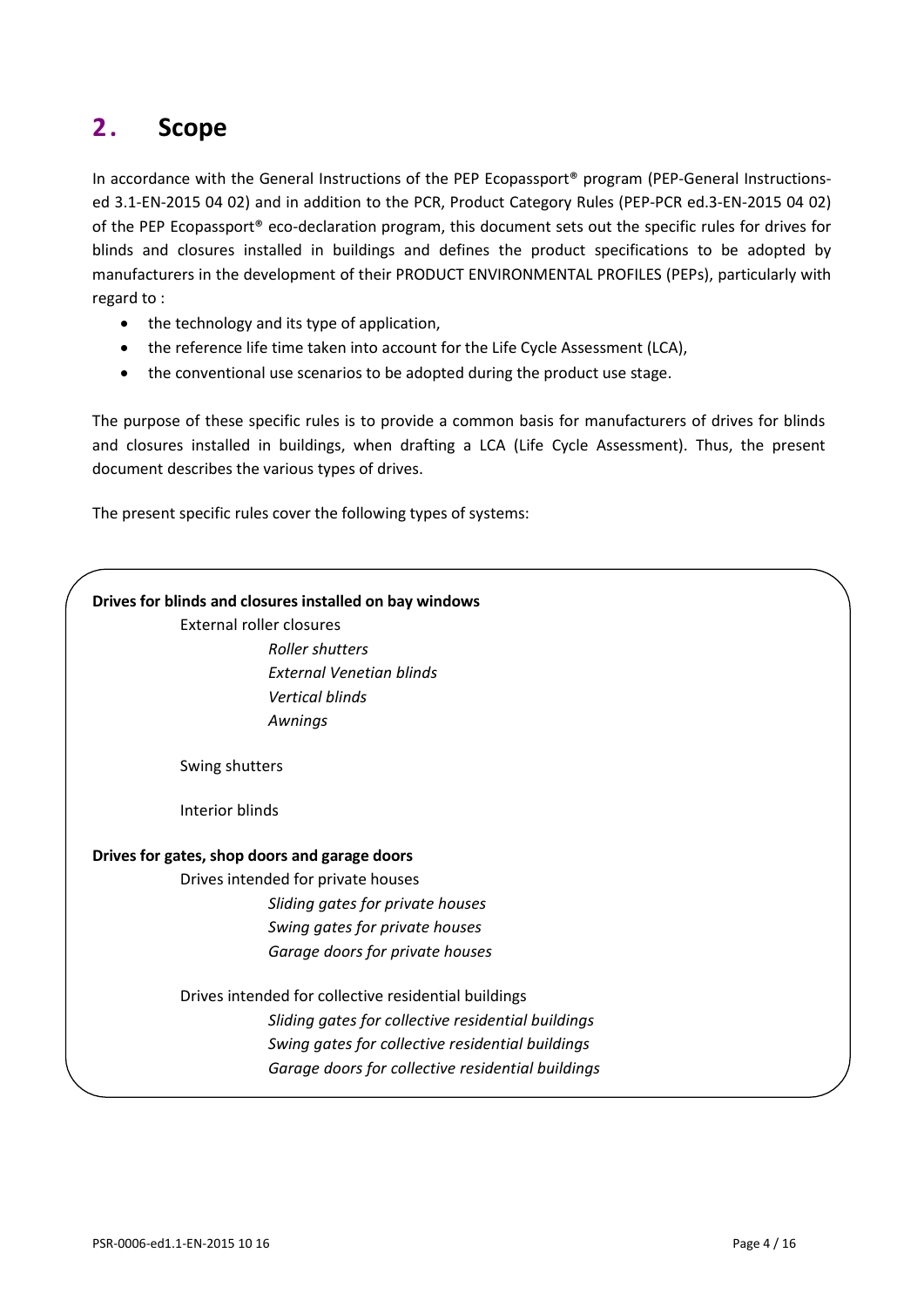## 2. Scope

In accordance with the General Instructions of the PEP Ecopassport® program (PEP-General Instructions-ed 3.1-EN-2015 04 02) and in addition to the PCR, Product Category Rules (PEP-PCR ed.3-EN-2015 04 02) of the PEP Ecopassport® eco-declaration program, this document sets out the specific rules for drives for blinds and closures installed in buildings and defines the product specifications to be adopted by manufacturers in the development of their PRODUCT ENVIRONMENTAL PROFILES (PEPs), particularly with regard to :

- the technology and its type of application,
- the reference life time taken into account for the Life Cycle Assessment (LCA),
- the conventional use scenarios to be adopted during the product use stage.

The purpose of these specific rules is to provide a common basis for manufacturers of drives for blinds and closures installed in buildings, when drafting a LCA (Life Cycle Assessment). Thus, the present document describes the various types of drives.

The present specific rules cover the following types of systems:

**Drives for blinds and closures installed on bay windows**

- External roller closures
  - *Roller shutters*
  - *External Venetian blinds*
  - *Vertical blinds*
  - *Awnings*
- Swing shutters
- Interior blinds

**Drives for gates, shop doors and garage doors**

- Drives intended for private houses
  - *Sliding gates for private houses*
  - *Swing gates for private houses*
  - *Garage doors for private houses*
- Drives intended for collective residential buildings
  - *Sliding gates for collective residential buildings*
  - *Swing gates for collective residential buildings*
  - *Garage doors for collective residential buildings*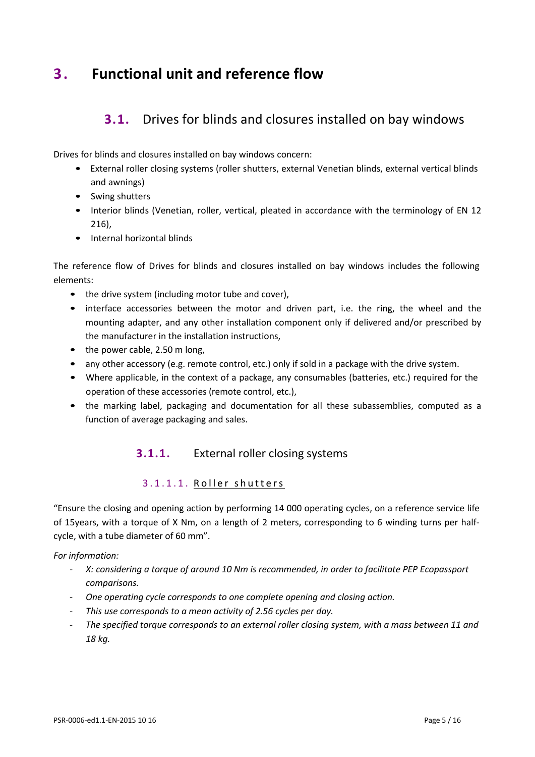# 3. Functional unit and reference flow

## 3.1. Drives for blinds and closures installed on bay windows

Drives for blinds and closures installed on bay windows concern:

- External roller closing systems (roller shutters, external Venetian blinds, external vertical blinds and awnings)
- Swing shutters
- Interior blinds (Venetian, roller, vertical, pleated in accordance with the terminology of EN 12 216),
- Internal horizontal blinds

The reference flow of Drives for blinds and closures installed on bay windows includes the following elements:

- the drive system (including motor tube and cover),
- interface accessories between the motor and driven part, i.e. the ring, the wheel and the mounting adapter, and any other installation component only if delivered and/or prescribed by the manufacturer in the installation instructions,
- the power cable, 2.50 m long,
- any other accessory (e.g. remote control, etc.) only if sold in a package with the drive system.
- Where applicable, in the context of a package, any consumables (batteries, etc.) required for the operation of these accessories (remote control, etc.),
- the marking label, packaging and documentation for all these subassemblies, computed as a function of average packaging and sales.

### 3.1.1. External roller closing systems

#### 3.1.1.1. Roller shutters

“Ensure the closing and opening action by performing 14 000 operating cycles, on a reference service life of 15years, with a torque of X Nm, on a length of 2 meters, corresponding to 6 winding turns per half-cycle, with a tube diameter of 60 mm”.

*For information:*

- *X: considering a torque of around 10 Nm is recommended, in order to facilitate PEP Ecopassport comparisons.*
- *One operating cycle corresponds to one complete opening and closing action.*
- *This use corresponds to a mean activity of 2.56 cycles per day.*
- *The specified torque corresponds to an external roller closing system, with a mass between 11 and 18 kg.*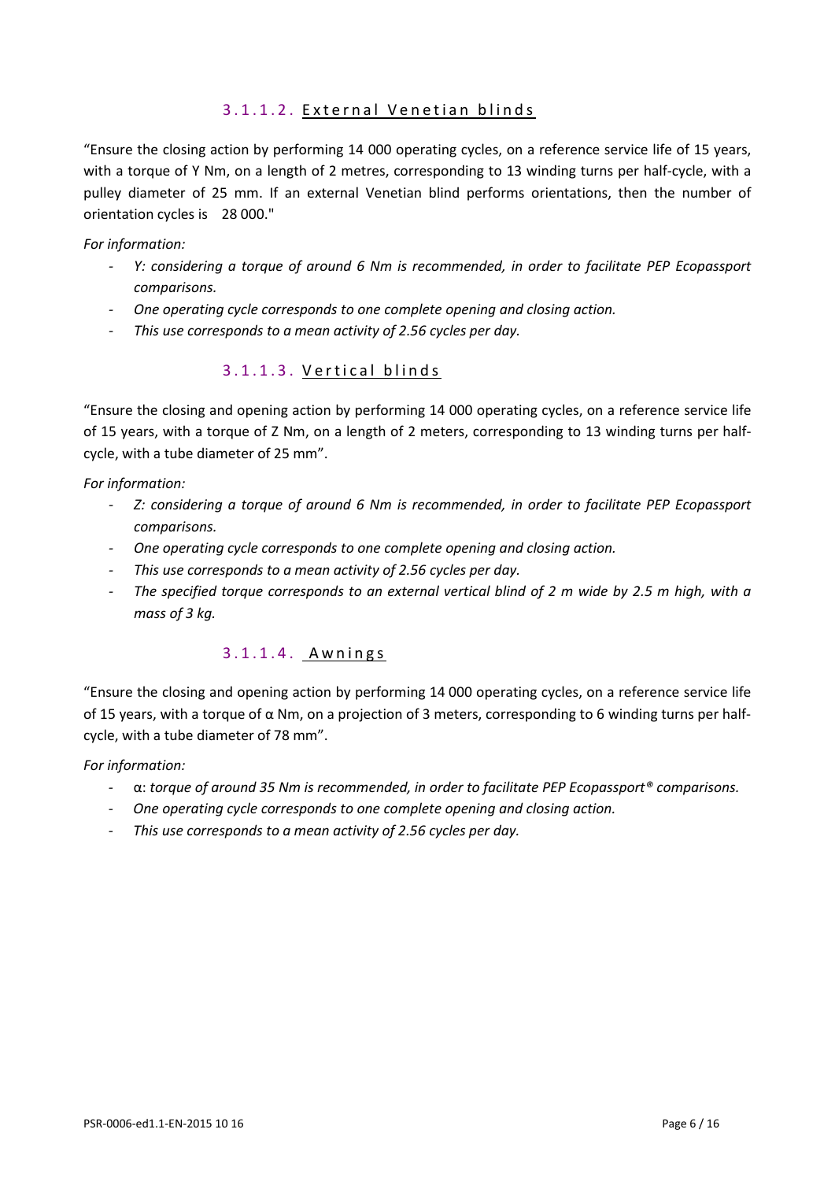#### 3.1.1.2. External Venetian blinds

"Ensure the closing action by performing 14 000 operating cycles, on a reference service life of 15 years, with a torque of Y Nm, on a length of 2 metres, corresponding to 13 winding turns per half-cycle, with a pulley diameter of 25 mm. If an external Venetian blind performs orientations, then the number of orientation cycles is 28 000."

*For information:*

- *Y: considering a torque of around 6 Nm is recommended, in order to facilitate PEP Ecopassport comparisons.*
- *One operating cycle corresponds to one complete opening and closing action.*
- *This use corresponds to a mean activity of 2.56 cycles per day.*

#### 3.1.1.3. Vertical blinds

"Ensure the closing and opening action by performing 14 000 operating cycles, on a reference service life of 15 years, with a torque of Z Nm, on a length of 2 meters, corresponding to 13 winding turns per half-cycle, with a tube diameter of 25 mm".

*For information:*

- *Z: considering a torque of around 6 Nm is recommended, in order to facilitate PEP Ecopassport comparisons.*
- *One operating cycle corresponds to one complete opening and closing action.*
- *This use corresponds to a mean activity of 2.56 cycles per day.*
- *The specified torque corresponds to an external vertical blind of 2 m wide by 2.5 m high, with a mass of 3 kg.*

#### 3.1.1.4. Awnings

"Ensure the closing and opening action by performing 14 000 operating cycles, on a reference service life of 15 years, with a torque of α Nm, on a projection of 3 meters, corresponding to 6 winding turns per half-cycle, with a tube diameter of 78 mm".

*For information:*

- α: *torque of around 35 Nm is recommended, in order to facilitate PEP Ecopassport® comparisons.*
- *One operating cycle corresponds to one complete opening and closing action.*
- *This use corresponds to a mean activity of 2.56 cycles per day.*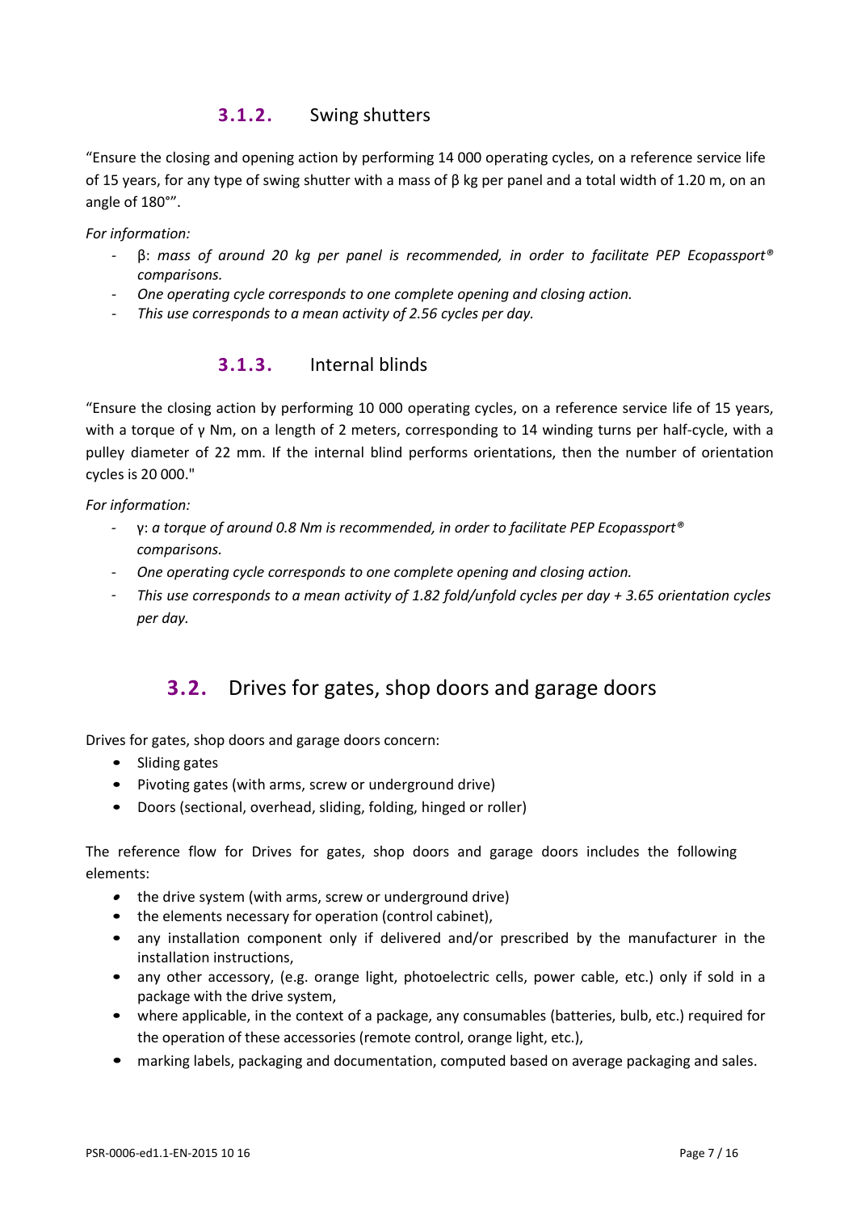### 3.1.2. Swing shutters

"Ensure the closing and opening action by performing 14 000 operating cycles, on a reference service life of 15 years, for any type of swing shutter with a mass of β kg per panel and a total width of 1.20 m, on an angle of 180°".

*For information:*

- β: *mass of around 20 kg per panel is recommended, in order to facilitate PEP Ecopassport® comparisons.*
- *One operating cycle corresponds to one complete opening and closing action.*
- *This use corresponds to a mean activity of 2.56 cycles per day.*

### 3.1.3. Internal blinds

"Ensure the closing action by performing 10 000 operating cycles, on a reference service life of 15 years, with a torque of γ Nm, on a length of 2 meters, corresponding to 14 winding turns per half-cycle, with a pulley diameter of 22 mm. If the internal blind performs orientations, then the number of orientation cycles is 20 000."

*For information:*

- γ: *a torque of around 0.8 Nm is recommended, in order to facilitate PEP Ecopassport® comparisons.*
- *One operating cycle corresponds to one complete opening and closing action.*
- *This use corresponds to a mean activity of 1.82 fold/unfold cycles per day + 3.65 orientation cycles per day.*

## 3.2. Drives for gates, shop doors and garage doors

Drives for gates, shop doors and garage doors concern:

- Sliding gates
- Pivoting gates (with arms, screw or underground drive)
- Doors (sectional, overhead, sliding, folding, hinged or roller)

The reference flow for Drives for gates, shop doors and garage doors includes the following elements:

- the drive system (with arms, screw or underground drive)
- the elements necessary for operation (control cabinet),
- any installation component only if delivered and/or prescribed by the manufacturer in the installation instructions,
- any other accessory, (e.g. orange light, photoelectric cells, power cable, etc.) only if sold in a package with the drive system,
- where applicable, in the context of a package, any consumables (batteries, bulb, etc.) required for the operation of these accessories (remote control, orange light, etc.),
- marking labels, packaging and documentation, computed based on average packaging and sales.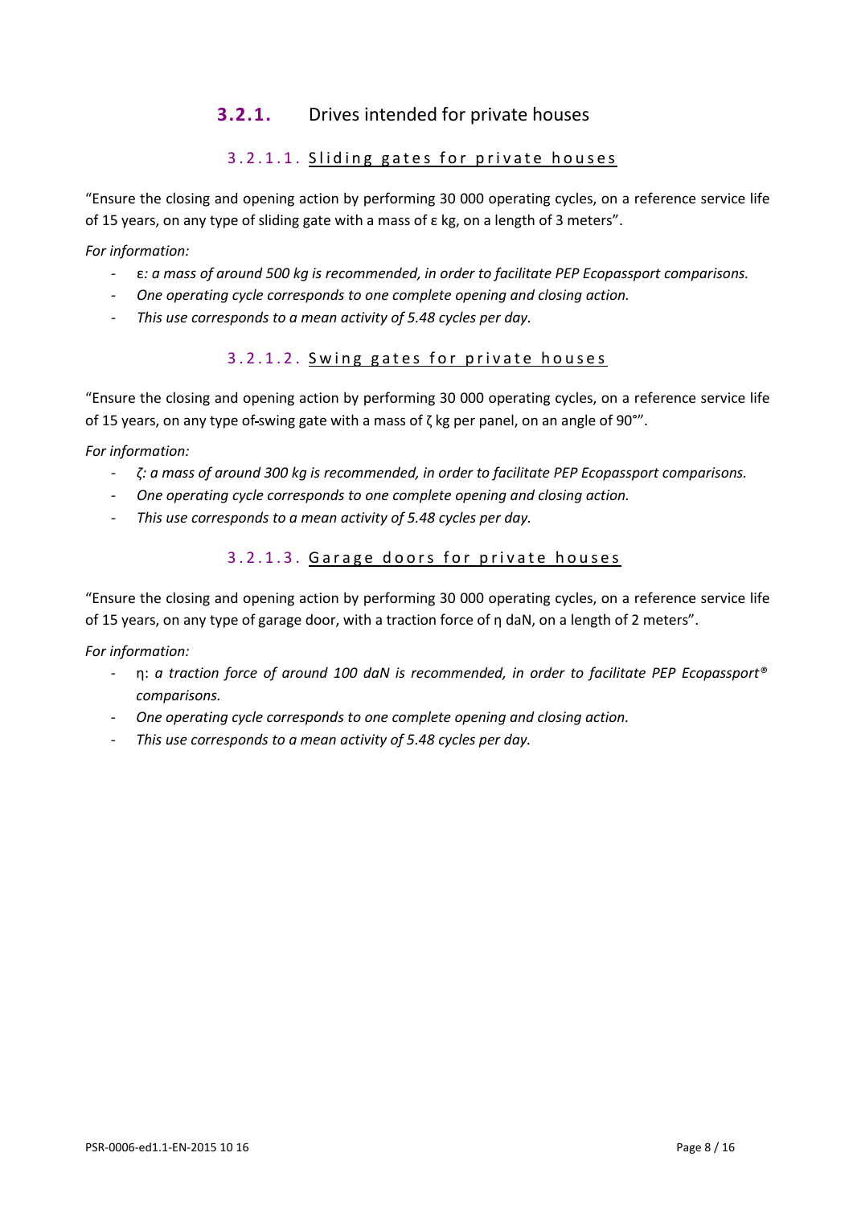### 3.2.1. Drives intended for private houses

#### 3.2.1.1. Sliding gates for private houses

"Ensure the closing and opening action by performing 30 000 operating cycles, on a reference service life of 15 years, on any type of sliding gate with a mass of ε kg, on a length of 3 meters".

*For information:*

- ε*: a mass of around 500 kg is recommended, in order to facilitate PEP Ecopassport comparisons.*
- *One operating cycle corresponds to one complete opening and closing action.*
- *This use corresponds to a mean activity of 5.48 cycles per day.*

#### 3.2.1.2. Swing gates for private houses

"Ensure the closing and opening action by performing 30 000 operating cycles, on a reference service life of 15 years, on any type of swing gate with a mass of ζ kg per panel, on an angle of 90°".

*For information:*

- *ζ: a mass of around 300 kg is recommended, in order to facilitate PEP Ecopassport comparisons.*
- *One operating cycle corresponds to one complete opening and closing action.*
- *This use corresponds to a mean activity of 5.48 cycles per day.*

#### 3.2.1.3. Garage doors for private houses

"Ensure the closing and opening action by performing 30 000 operating cycles, on a reference service life of 15 years, on any type of garage door, with a traction force of η daN, on a length of 2 meters".

*For information:*

- η: *a traction force of around 100 daN is recommended, in order to facilitate PEP Ecopassport® comparisons.*
- *One operating cycle corresponds to one complete opening and closing action.*
- *This use corresponds to a mean activity of 5.48 cycles per day.*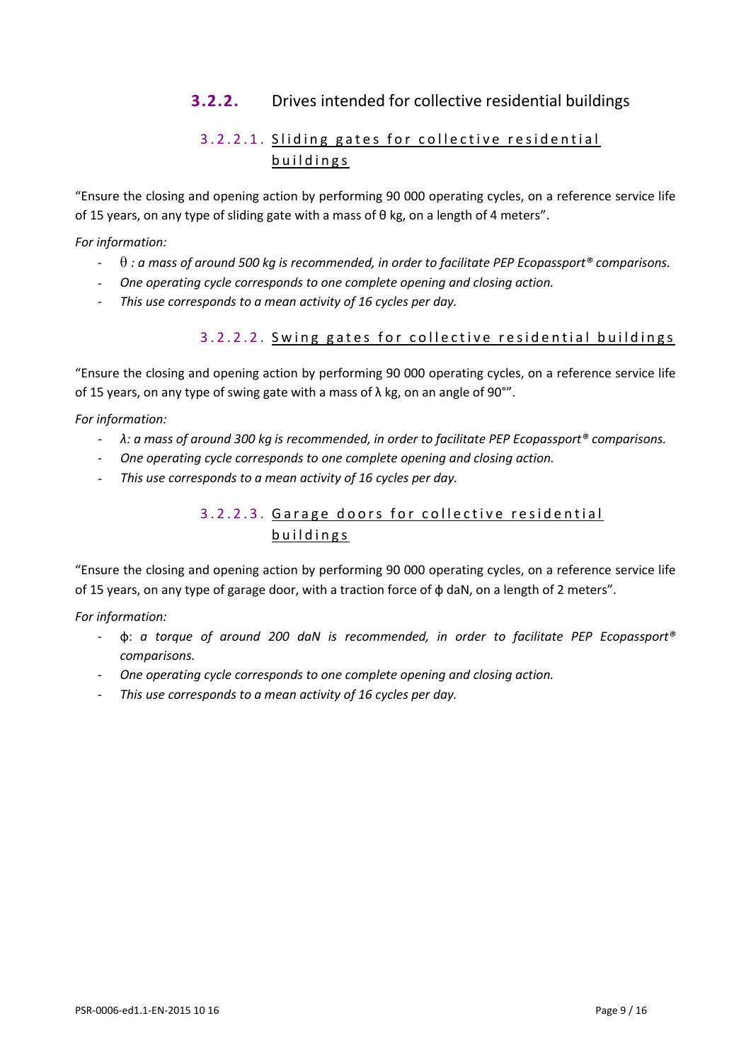### **3.2.2.** Drives intended for collective residential buildings

#### 3.2.2.1. Sliding gates for collective residential buildings

"Ensure the closing and opening action by performing 90 000 operating cycles, on a reference service life of 15 years, on any type of sliding gate with a mass of θ kg, on a length of 4 meters".

*For information:*

- *θ : a mass of around 500 kg is recommended, in order to facilitate PEP Ecopassport® comparisons.*
- *One operating cycle corresponds to one complete opening and closing action.*
- *This use corresponds to a mean activity of 16 cycles per day.*

#### 3.2.2.2. Swing gates for collective residential buildings

"Ensure the closing and opening action by performing 90 000 operating cycles, on a reference service life of 15 years, on any type of swing gate with a mass of λ kg, on an angle of 90°".

*For information:*

- *λ: a mass of around 300 kg is recommended, in order to facilitate PEP Ecopassport® comparisons.*
- *One operating cycle corresponds to one complete opening and closing action.*
- *This use corresponds to a mean activity of 16 cycles per day.*

#### 3.2.2.3. Garage doors for collective residential buildings

"Ensure the closing and opening action by performing 90 000 operating cycles, on a reference service life of 15 years, on any type of garage door, with a traction force of ϕ daN, on a length of 2 meters".

*For information:*

- ϕ: *a torque of around 200 daN is recommended, in order to facilitate PEP Ecopassport® comparisons.*
- *One operating cycle corresponds to one complete opening and closing action.*
- *This use corresponds to a mean activity of 16 cycles per day.*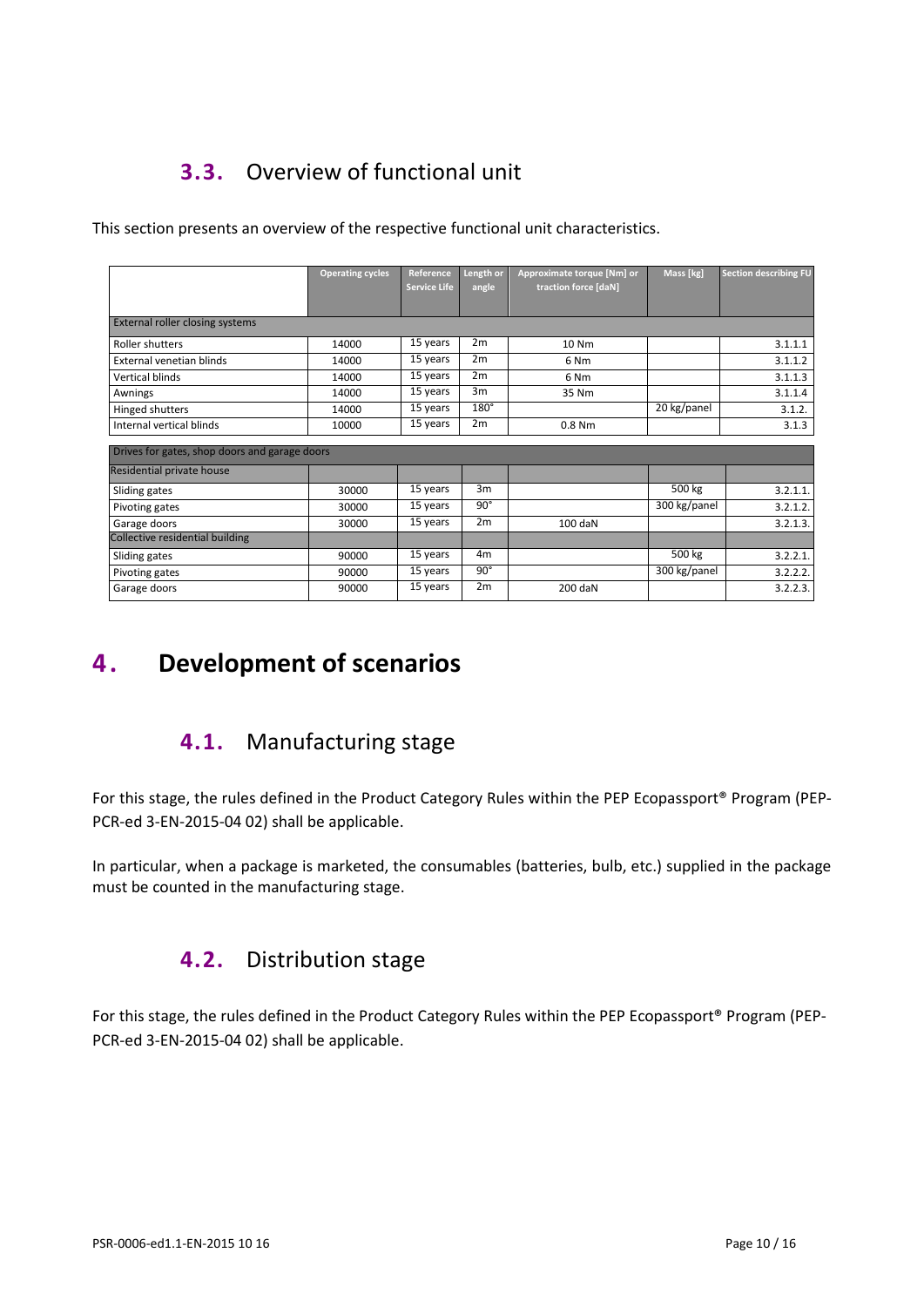## 3.3. Overview of functional unit

This section presents an overview of the respective functional unit characteristics.

| | Operating cycles | Reference Service Life | Length or angle | Approximate torque [Nm] or traction force [daN] | Mass [kg] | Section describing FU |
|---|---|---|---|---|---|---|
| External roller closing systems | | | | | | |
| Roller shutters | 14000 | 15 years | 2m | 10 Nm | | 3.1.1.1 |
| External venetian blinds | 14000 | 15 years | 2m | 6 Nm | | 3.1.1.2 |
| Vertical blinds | 14000 | 15 years | 2m | 6 Nm | | 3.1.1.3 |
| Awnings | 14000 | 15 years | 3m | 35 Nm | | 3.1.1.4 |
| Hinged shutters | 14000 | 15 years | 180° | | 20 kg/panel | 3.1.2. |
| Internal vertical blinds | 10000 | 15 years | 2m | 0.8 Nm | | 3.1.3 |
| Drives for gates, shop doors and garage doors | | | | | | |
| Residential private house | | | | | | |
| Sliding gates | 30000 | 15 years | 3m | | 500 kg | 3.2.1.1. |
| Pivoting gates | 30000 | 15 years | 90° | | 300 kg/panel | 3.2.1.2. |
| Garage doors | 30000 | 15 years | 2m | 100 daN | | 3.2.1.3. |
| Collective residential building | | | | | | |
| Sliding gates | 90000 | 15 years | 4m | | 500 kg | 3.2.2.1. |
| Pivoting gates | 90000 | 15 years | 90° | | 300 kg/panel | 3.2.2.2. |
| Garage doors | 90000 | 15 years | 2m | 200 daN | | 3.2.2.3. |

# 4. Development of scenarios

## 4.1. Manufacturing stage

For this stage, the rules defined in the Product Category Rules within the PEP Ecopassport® Program (PEP-PCR-ed 3-EN-2015-04 02) shall be applicable.

In particular, when a package is marketed, the consumables (batteries, bulb, etc.) supplied in the package must be counted in the manufacturing stage.

## 4.2. Distribution stage

For this stage, the rules defined in the Product Category Rules within the PEP Ecopassport® Program (PEP-PCR-ed 3-EN-2015-04 02) shall be applicable.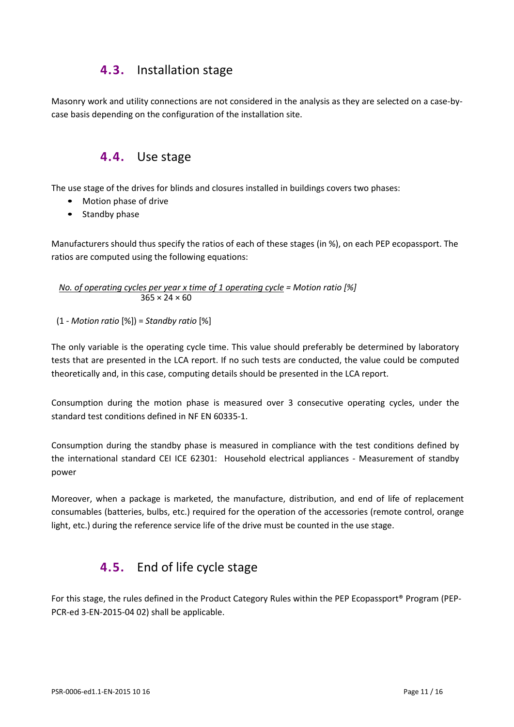## 4.3. Installation stage

Masonry work and utility connections are not considered in the analysis as they are selected on a case-by-case basis depending on the configuration of the installation site.

## 4.4. Use stage

The use stage of the drives for blinds and closures installed in buildings covers two phases:

- Motion phase of drive
- Standby phase

Manufacturers should thus specify the ratios of each of these stages (in %), on each PEP ecopassport. The ratios are computed using the following equations:

$$\frac{\textit{No. of operating cycles per year x time of 1 operating cycle}}{365 \times 24 \times 60} = \textit{Motion ratio [\%]}$$

(1 - *Motion ratio* [%]) = *Standby ratio* [%]

The only variable is the operating cycle time. This value should preferably be determined by laboratory tests that are presented in the LCA report. If no such tests are conducted, the value could be computed theoretically and, in this case, computing details should be presented in the LCA report.

Consumption during the motion phase is measured over 3 consecutive operating cycles, under the standard test conditions defined in NF EN 60335-1.

Consumption during the standby phase is measured in compliance with the test conditions defined by the international standard CEI ICE 62301: Household electrical appliances - Measurement of standby power

Moreover, when a package is marketed, the manufacture, distribution, and end of life of replacement consumables (batteries, bulbs, etc.) required for the operation of the accessories (remote control, orange light, etc.) during the reference service life of the drive must be counted in the use stage.

## 4.5. End of life cycle stage

For this stage, the rules defined in the Product Category Rules within the PEP Ecopassport® Program (PEP-PCR-ed 3-EN-2015-04 02) shall be applicable.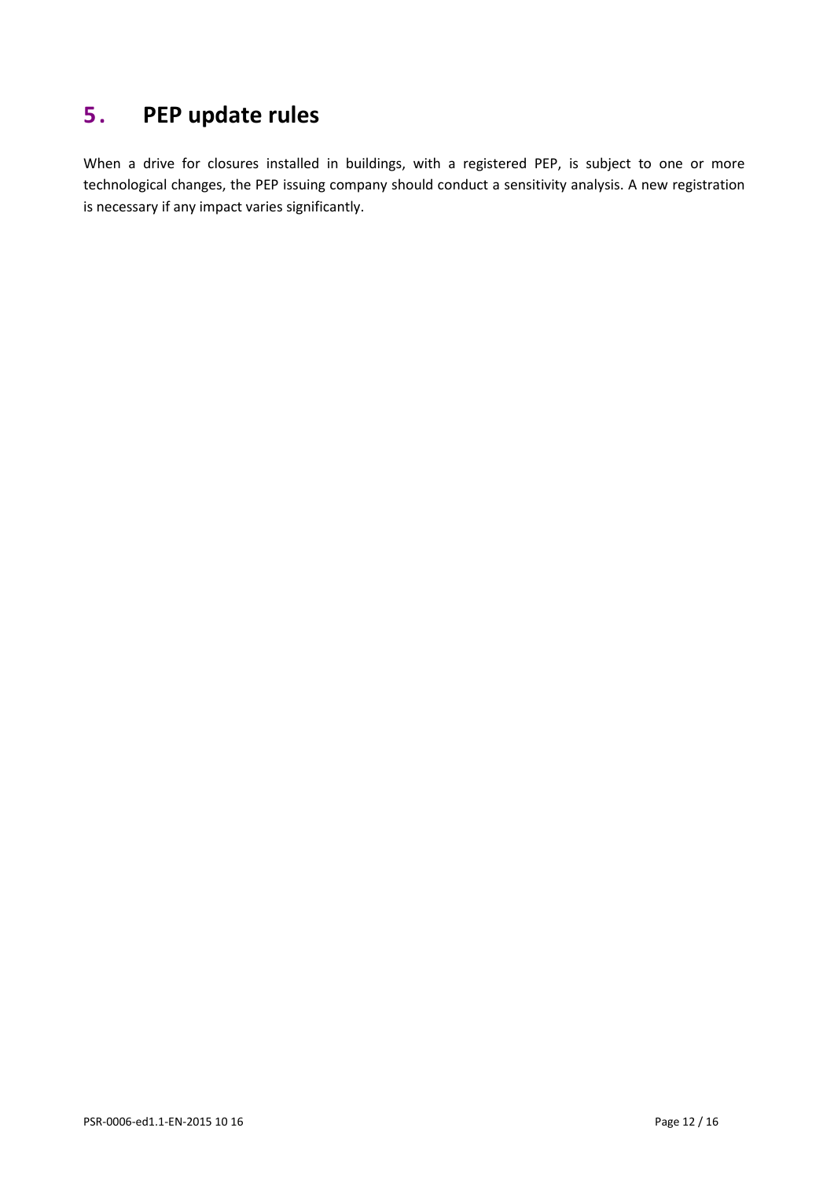# 5. PEP update rules

When a drive for closures installed in buildings, with a registered PEP, is subject to one or more technological changes, the PEP issuing company should conduct a sensitivity analysis. A new registration is necessary if any impact varies significantly.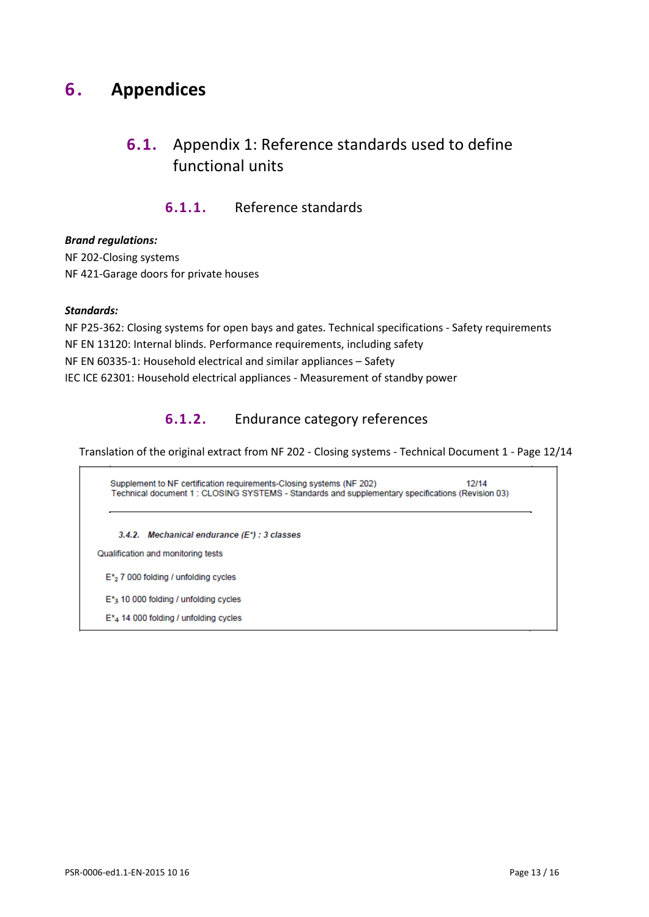# 6. Appendices

## 6.1. Appendix 1: Reference standards used to define functional units

### 6.1.1. Reference standards

***Brand regulations:***

NF 202-Closing systems
NF 421-Garage doors for private houses

***Standards:***

NF P25-362: Closing systems for open bays and gates. Technical specifications - Safety requirements
NF EN 13120: Internal blinds. Performance requirements, including safety
NF EN 60335-1: Household electrical and similar appliances – Safety
IEC ICE 62301: Household electrical appliances - Measurement of standby power

### 6.1.2. Endurance category references

Translation of the original extract from NF 202 - Closing systems - Technical Document 1 - Page 12/14

Supplement to NF certification requirements-Closing systems (NF 202) 12/14
Technical document 1 : CLOSING SYSTEMS - Standards and supplementary specifications (Revision 03)

***3.4.2. Mechanical endurance (E\*) : 3 classes***

Qualification and monitoring tests

$E^*_2$ 7 000 folding / unfolding cycles

$E^*_3$ 10 000 folding / unfolding cycles

$E^*_4$ 14 000 folding / unfolding cycles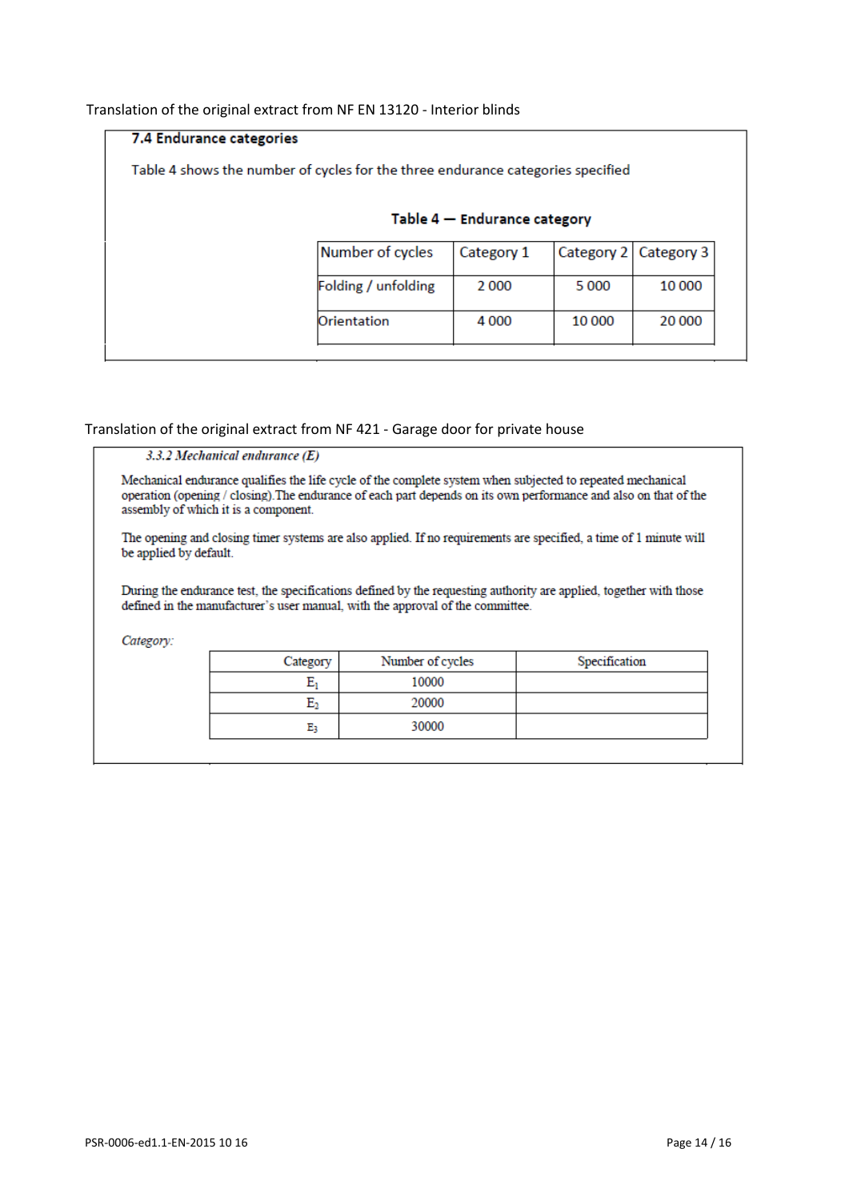Translation of the original extract from NF EN 13120 - Interior blinds

### 7.4 Endurance categories

Table 4 shows the number of cycles for the three endurance categories specified

**Table 4 — Endurance category**

| Number of cycles | Category 1 | Category 2 | Category 3 |
|---|---|---|---|
| Folding / unfolding | 2 000 | 5 000 | 10 000 |
| Orientation | 4 000 | 10 000 | 20 000 |

Translation of the original extract from NF 421 - Garage door for private house

### *3.3.2 Mechanical endurance (E)*

Mechanical endurance qualifies the life cycle of the complete system when subjected to repeated mechanical operation (opening / closing).The endurance of each part depends on its own performance and also on that of the assembly of which it is a component.

The opening and closing timer systems are also applied. If no requirements are specified, a time of 1 minute will be applied by default.

During the endurance test, the specifications defined by the requesting authority are applied, together with those defined in the manufacturer's user manual, with the approval of the committee.

*Category:*

| Category | Number of cycles | Specification |
|---|---|---|
| $E_1$ | 10000 | |
| $E_2$ | 20000 | |
| $E_3$ | 30000 | |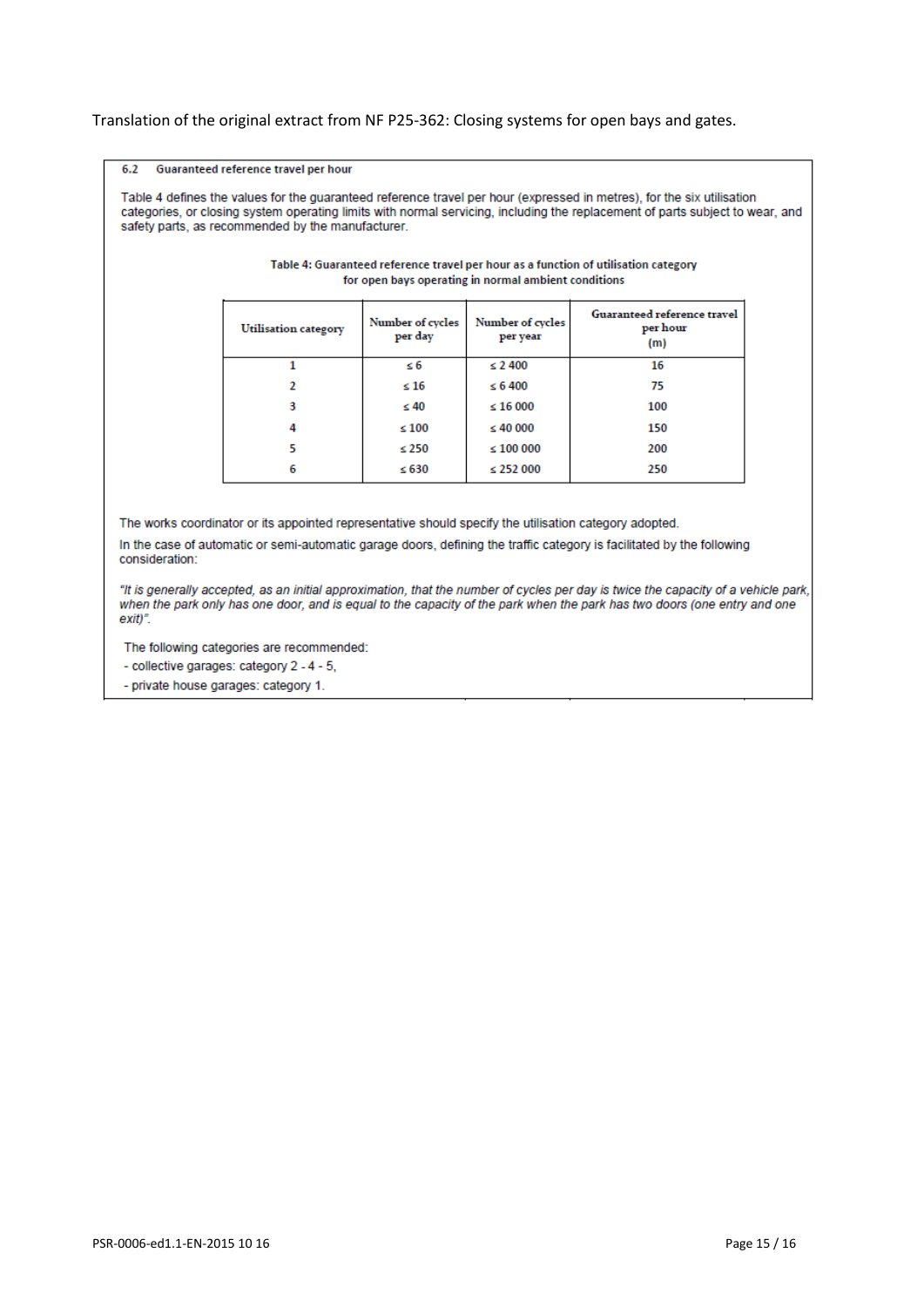Translation of the original extract from NF P25-362: Closing systems for open bays and gates.

### 6.2 Guaranteed reference travel per hour

Table 4 defines the values for the guaranteed reference travel per hour (expressed in metres), for the six utilisation categories, or closing system operating limits with normal servicing, including the replacement of parts subject to wear, and safety parts, as recommended by the manufacturer.

**Table 4: Guaranteed reference travel per hour as a function of utilisation category for open bays operating in normal ambient conditions**

| Utilisation category | Number of cycles per day | Number of cycles per year | Guaranteed reference travel per hour (m) |
|---|---|---|---|
| 1 | ≤ 6 | ≤ 2 400 | 16 |
| 2 | ≤ 16 | ≤ 6 400 | 75 |
| 3 | ≤ 40 | ≤ 16 000 | 100 |
| 4 | ≤ 100 | ≤ 40 000 | 150 |
| 5 | ≤ 250 | ≤ 100 000 | 200 |
| 6 | ≤ 630 | ≤ 252 000 | 250 |

The works coordinator or its appointed representative should specify the utilisation category adopted.

In the case of automatic or semi-automatic garage doors, defining the traffic category is facilitated by the following consideration:

*"It is generally accepted, as an initial approximation, that the number of cycles per day is twice the capacity of a vehicle park, when the park only has one door, and is equal to the capacity of the park when the park has two doors (one entry and one exit)".*

The following categories are recommended:

- collective garages: category 2 - 4 - 5,
- private house garages: category 1.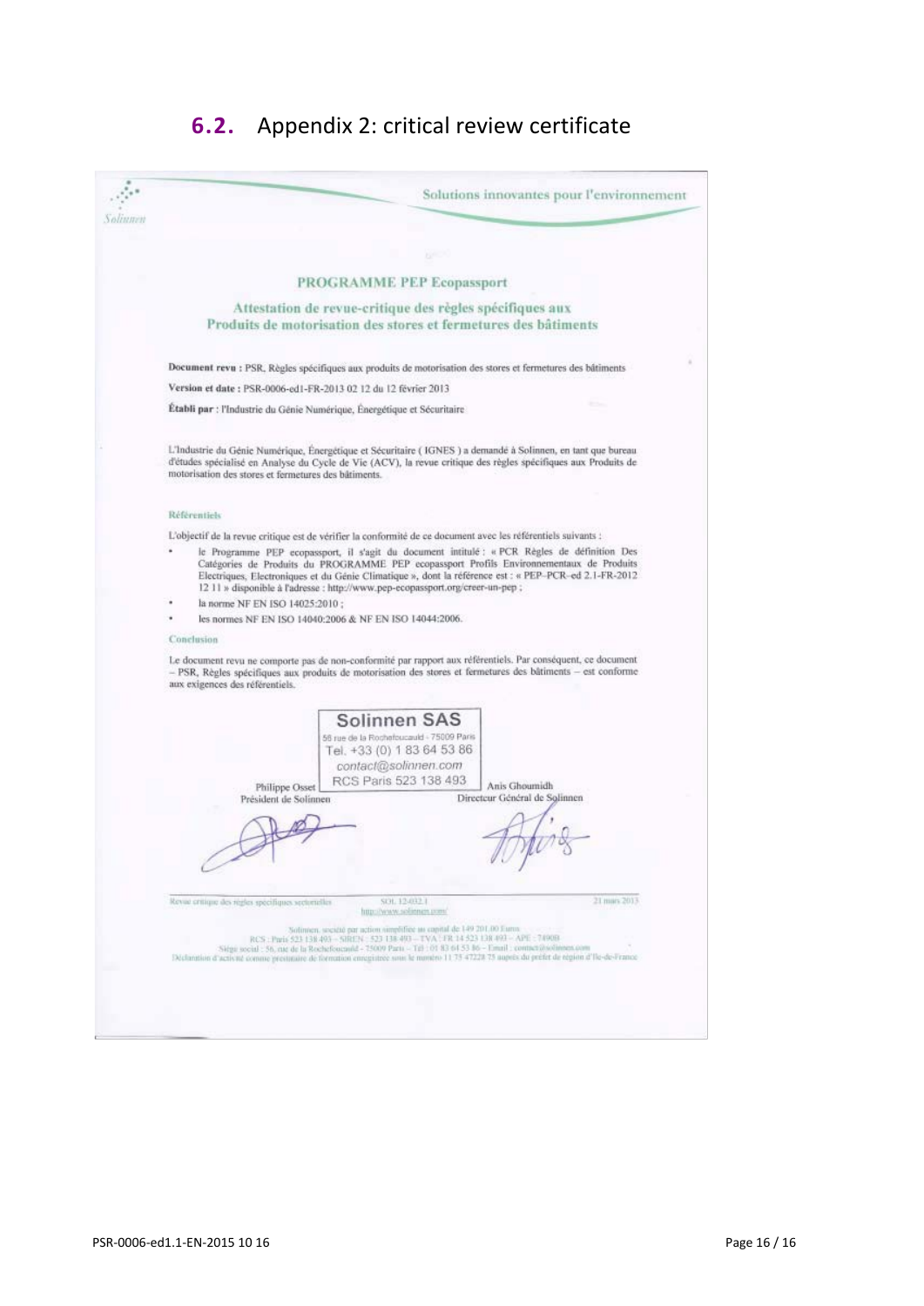## 6.2. Appendix 2: critical review certificate

Solinnen

Solutions innovantes pour l'environnement

**PROGRAMME PEP Ecopassport**

**Attestation de revue-critique des règles spécifiques aux Produits de motorisation des stores et fermetures des bâtiments**

**Document revu :** PSR, Règles spécifiques aux produits de motorisation des stores et fermetures des bâtiments

**Version et date :** PSR-0006-ed1-FR-2013 02 12 du 12 février 2013

**Établi par :** l'Industrie du Génie Numérique, Énergétique et Sécuritaire

L'Industrie du Génie Numérique, Énergétique et Sécuritaire ( IGNES ) a demandé à Solinnen, en tant que bureau d'études spécialisé en Analyse du Cycle de Vie (ACV), la revue critique des règles spécifiques aux Produits de motorisation des stores et fermetures des bâtiments.

**Référentiels**

L'objectif de la revue critique est de vérifier la conformité de ce document avec les référentiels suivants :

- le Programme PEP ecopassport, il s'agit du document intitulé : « PCR Règles de définition Des Catégories de Produits du PROGRAMME PEP ecopassport Profils Environnementaux de Produits Electriques, Electroniques et du Génie Climatique », dont la référence est : « PEP-PCR-ed 2.1-FR-2012 12 11 » disponible à l'adresse : http://www.pep-ecopassport.org/creer-un-pep ;
- la norme NF EN ISO 14025:2010 ;
- les normes NF EN ISO 14040:2006 & NF EN ISO 14044:2006.

**Conclusion**

Le document revu ne comporte pas de non-conformité par rapport aux référentiels. Par conséquent, ce document – PSR, Règles spécifiques aux produits de motorisation des stores et fermetures des bâtiments – est conforme aux exigences des référentiels.

Solinnen SAS
56 rue de la Rochefoucauld - 75009 Paris
Tel. +33 (0) 1 83 64 53 86
contact@solinnen.com
RCS Paris 523 138 493

Philippe Osset
Président de Solinnen

Anis Ghoumidh
Directeur Général de Solinnen

Revue critique des règles spécifiques sectorielles — SOL 12-032.1 — 21 mars 2013
http://www.solinnen.com/

Solinnen, société par action simplifiée au capital de 149 201,00 Euros
RCS : Paris 523 138 493 – SIREN : 523 138 493 – TVA : FR 14 523 138 493 – APE : 7490B
Siège social : 56, rue de la Rochefoucauld - 75009 Paris – Tél : 01 83 64 53 86 – Email : contact@solinnen.com
Déclaration d'activité comme prestataire de formation enregistrée sous le numéro 11 75 47228 75 auprès du préfet de région d'Île-de-France

PSR-0006-ed1.1-EN-2015 10 16